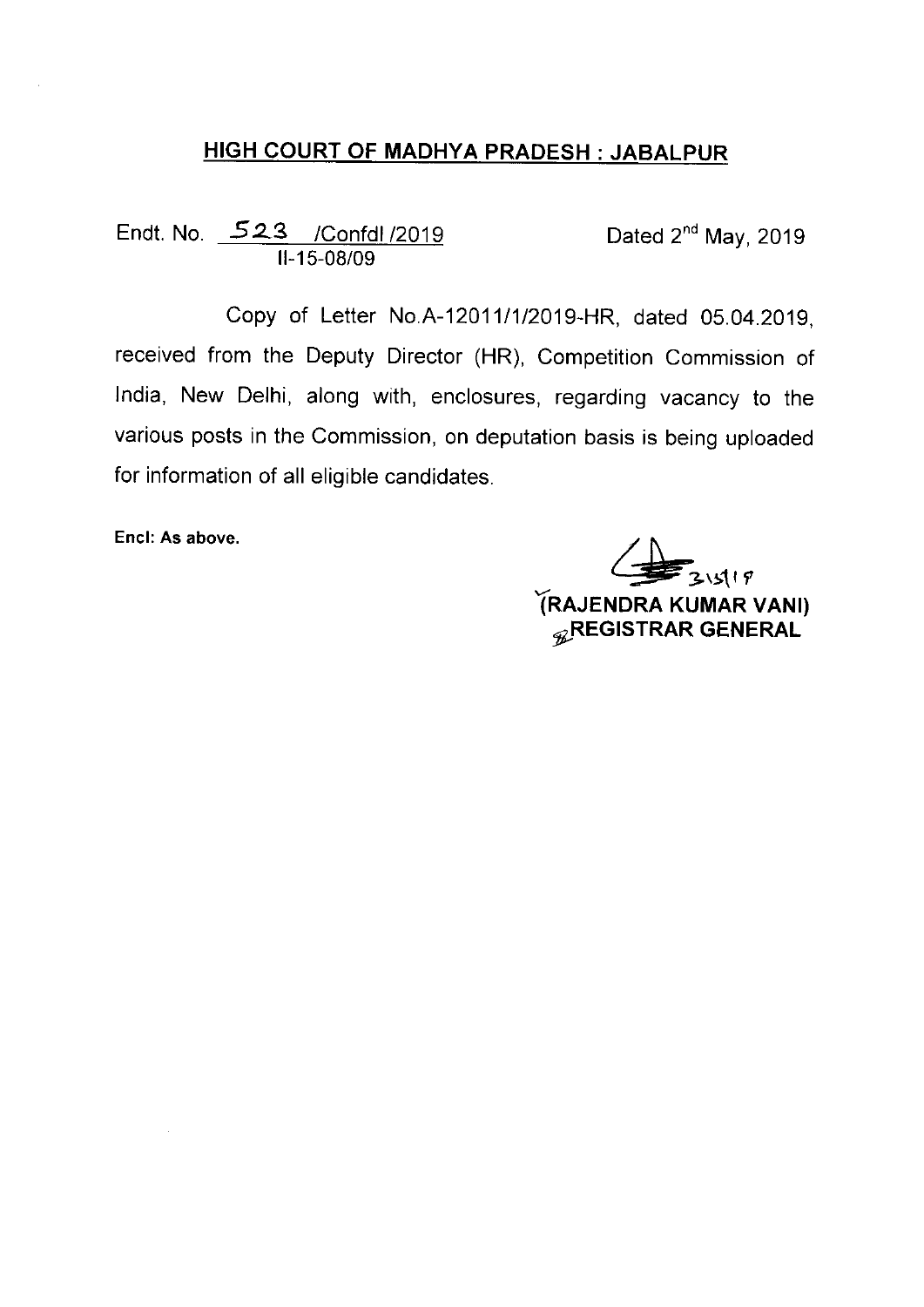## HIGH COURT OF MADHYA PRADESH : JABALPUR

Endt. No. 523 /Confdl /2019 Dated 2nd May, 2019
II-15-08/09

Copy of Letter No.A-12011/1/2019-HR, dated 05.04.2019, received from the Deputy Director (HR), Competition Commission of India, New Delhi, along with, enclosures, regarding vacancy to the various posts in the Commission, on deputation basis is being uploaded for information of all eligible candidates.

**Encl: As above.**

3\5\19

**(RAJENDRA KUMAR VANI)**
**REGISTRAR GENERAL**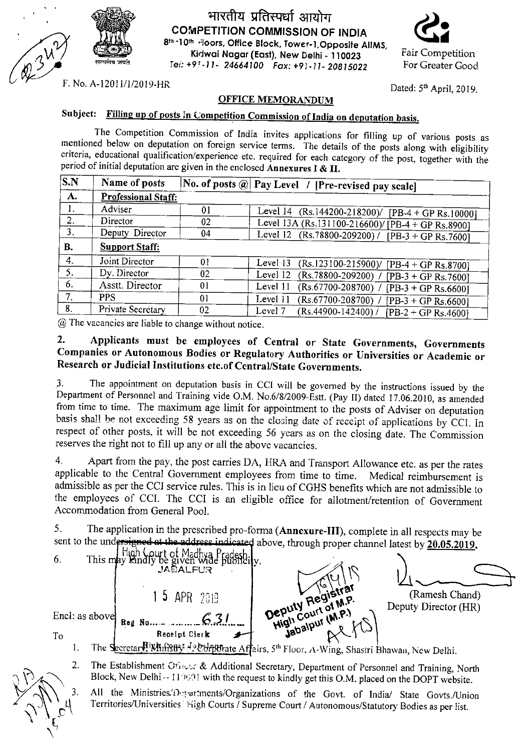भारतीय प्रतिस्पर्धा आयोग

**COMPETITION COMMISSION OF INDIA**

8th-10th Floors, Office Block, Tower-1, Opposite AIIMS, Kidwai Nagar (East), New Delhi - 110023

Tel: +91-11- 24664100 Fax: +91-11- 20815022

Fair Competition For Greater Good

F. No. A-12011/1/2019-HR

Dated: 5th April, 2019.

## OFFICE MEMORANDUM

**Subject: Filling up of posts in Competition Commission of India on deputation basis.**

The Competition Commission of India invites applications for filling up of various posts as mentioned below on deputation on foreign service terms. The details of the posts along with eligibility criteria, educational qualification/experience etc. required for each category of the post, together with the period of initial deputation are given in the enclosed **Annexures I & II.**

| S.N | Name of posts | No. of posts @ | Pay Level / [Pre-revised pay scale] |
|---|---|---|---|
| **A.** | **Professional Staff:** | | |
| 1. | Adviser | 01 | Level 14 (Rs.144200-218200)/ [PB-4 + GP Rs.10000] |
| 2. | Director | 02 | Level 13A (Rs.131100-216600)/ [PB-4 + GP Rs.8900] |
| 3. | Deputy Director | 04 | Level 12 (Rs.78800-209200) / [PB-3 + GP Rs.7600] |
| **B.** | **Support Staff:** | | |
| 4. | Joint Director | 01 | Level 13 (Rs.123100-215900)/ [PB-4 + GP Rs.8700] |
| 5. | Dy. Director | 02 | Level 12 (Rs.78800-209200) / [PB-3 + GP Rs.7600] |
| 6. | Asstt. Director | 01 | Level 11 (Rs.67700-208700) / [PB-3 + GP Rs.6600] |
| 7. | PPS | 01 | Level 11 (Rs.67700-208700) / [PB-3 + GP Rs.6600] |
| 8. | Private Secretary | 02 | Level 7 (Rs.44900-142400) / [PB-2 + GP Rs.4600] |

@ The vacancies are liable to change without notice.

**2. Applicants must be employees of Central or State Governments, Governments Companies or Autonomous Bodies or Regulatory Authorities or Universities or Academic or Research or Judicial Institutions etc.of Central/State Governments.**

3. The appointment on deputation basis in CCI will be governed by the instructions issued by the Department of Personnel and Training vide O.M. No.6/8/2009-Estt. (Pay II) dated 17.06.2010, as amended from time to time. The maximum age limit for appointment to the posts of Adviser on deputation basis shall be not exceeding 58 years as on the closing date of receipt of applications by CCI. In respect of other posts, it will be not exceeding 56 years as on the closing date. The Commission reserves the right not to fill up any or all the above vacancies.

4. Apart from the pay, the post carries DA, HRA and Transport Allowance etc. as per the rates applicable to the Central Government employees from time to time. Medical reimbursement is admissible as per the CCI service rules. This is in lieu of CGHS benefits which are not admissible to the employees of CCI. The CCI is an eligible office for allotment/retention of Government Accommodation from General Pool.

5. The application in the prescribed pro-forma (**Annexure-III**), complete in all respects may be sent to the undersigned at the address indicated above, through proper channel latest by **20.05.2019.**

6. This may kindly be given wide publicity.

Encl: as above

(Ramesh Chand)
Deputy Director (HR)

To

1. The Secretary, Ministry of Corporate Affairs, 5th Floor, A-Wing, Shastri Bhawan, New Delhi.
2. The Establishment Officer & Additional Secretary, Department of Personnel and Training, North Block, New Delhi - 110001 with the request to kindly get this O.M. placed on the DOPT website.
3. All the Ministries/Departments/Organizations of the Govt. of India/ State Govts./Union Territories/Universities/ High Courts / Supreme Court / Autonomous/Statutory Bodies as per list.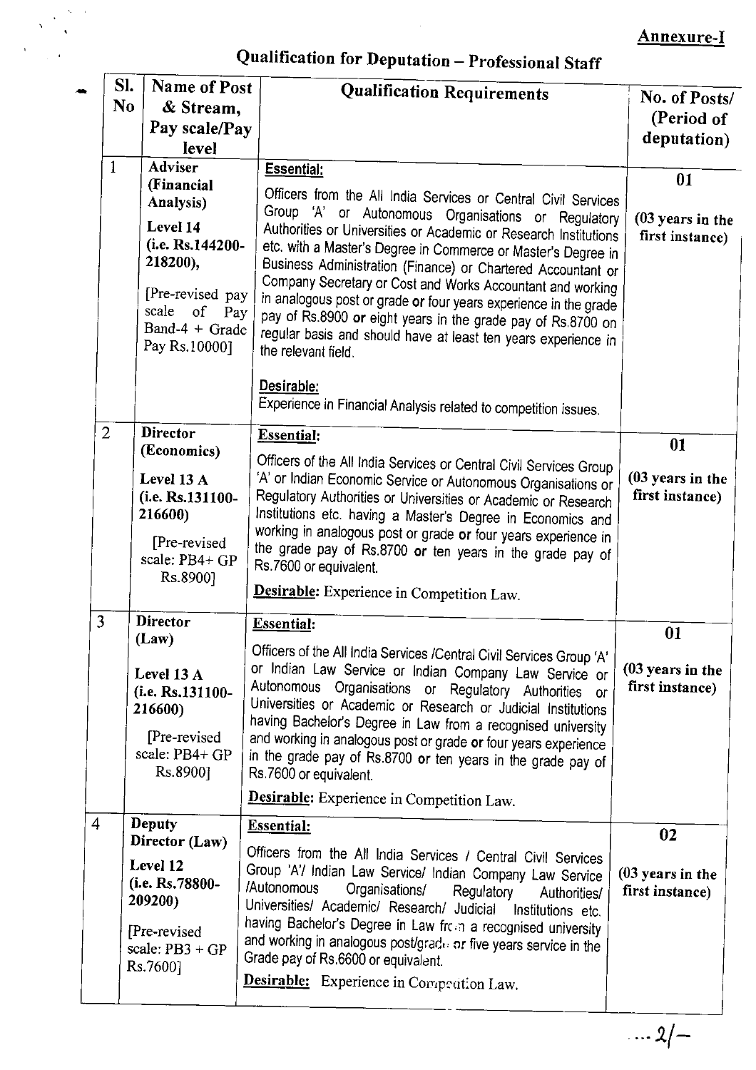Annexure-I

# Qualification for Deputation – Professional Staff

| Sl. No | Name of Post & Stream, Pay scale/Pay level | Qualification Requirements | No. of Posts/ (Period of deputation) |
|---|---|---|---|
| 1 | **Adviser (Financial Analysis)** **Level 14 (i.e. Rs.144200-218200),** [Pre-revised pay scale of Pay Band-4 + Grade Pay Rs.10000] | **Essential:** Officers from the All India Services or Central Civil Services Group 'A' or Autonomous Organisations or Regulatory Authorities or Universities or Academic or Research Institutions etc. with a Master's Degree in Commerce or Master's Degree in Business Administration (Finance) or Chartered Accountant or Company Secretary or Cost and Works Accountant and working in analogous post or grade **or** four years experience in the grade pay of Rs.8900 **or** eight years in the grade pay of Rs.8700 on regular basis and should have at least ten years experience in the relevant field. **Desirable:** Experience in Financial Analysis related to competition issues. | **01** **(03 years in the first instance)** |
| 2 | **Director (Economics)** **Level 13 A (i.e. Rs.131100-216600)** [Pre-revised scale: PB4+ GP Rs.8900] | **Essential:** Officers of the All India Services or Central Civil Services Group 'A' or Indian Economic Service or Autonomous Organisations or Regulatory Authorities or Universities or Academic or Research Institutions etc. having a Master's Degree in Economics and working in analogous post or grade **or** four years experience in the grade pay of Rs.8700 **or** ten years in the grade pay of Rs.7600 or equivalent. **Desirable:** Experience in Competition Law. | **01** **(03 years in the first instance)** |
| 3 | **Director (Law)** **Level 13 A (i.e. Rs.131100-216600)** [Pre-revised scale: PB4+ GP Rs.8900] | **Essential:** Officers of the All India Services /Central Civil Services Group 'A' or Indian Law Service or Indian Company Law Service or Autonomous Organisations or Regulatory Authorities or Universities or Academic or Research or Judicial Institutions having Bachelor's Degree in Law from a recognised university and working in analogous post or grade **or** four years experience in the grade pay of Rs.8700 **or** ten years in the grade pay of Rs.7600 or equivalent. **Desirable:** Experience in Competition Law. | **01** **(03 years in the first instance)** |
| 4 | **Deputy Director (Law)** **Level 12 (i.e. Rs.78800-209200)** [Pre-revised scale: PB3 + GP Rs.7600] | **Essential:** Officers from the All India Services / Central Civil Services Group 'A'/ Indian Law Service/ Indian Company Law Service /Autonomous Organisations/ Regulatory Authorities/ Universities/ Academic/ Research/ Judicial Institutions etc. having Bachelor's Degree in Law from a recognised university and working in analogous post/grade or five years service in the Grade pay of Rs.6600 or equivalent. **Desirable:** Experience in Competition Law. | **02** **(03 years in the first instance)** |

...2/-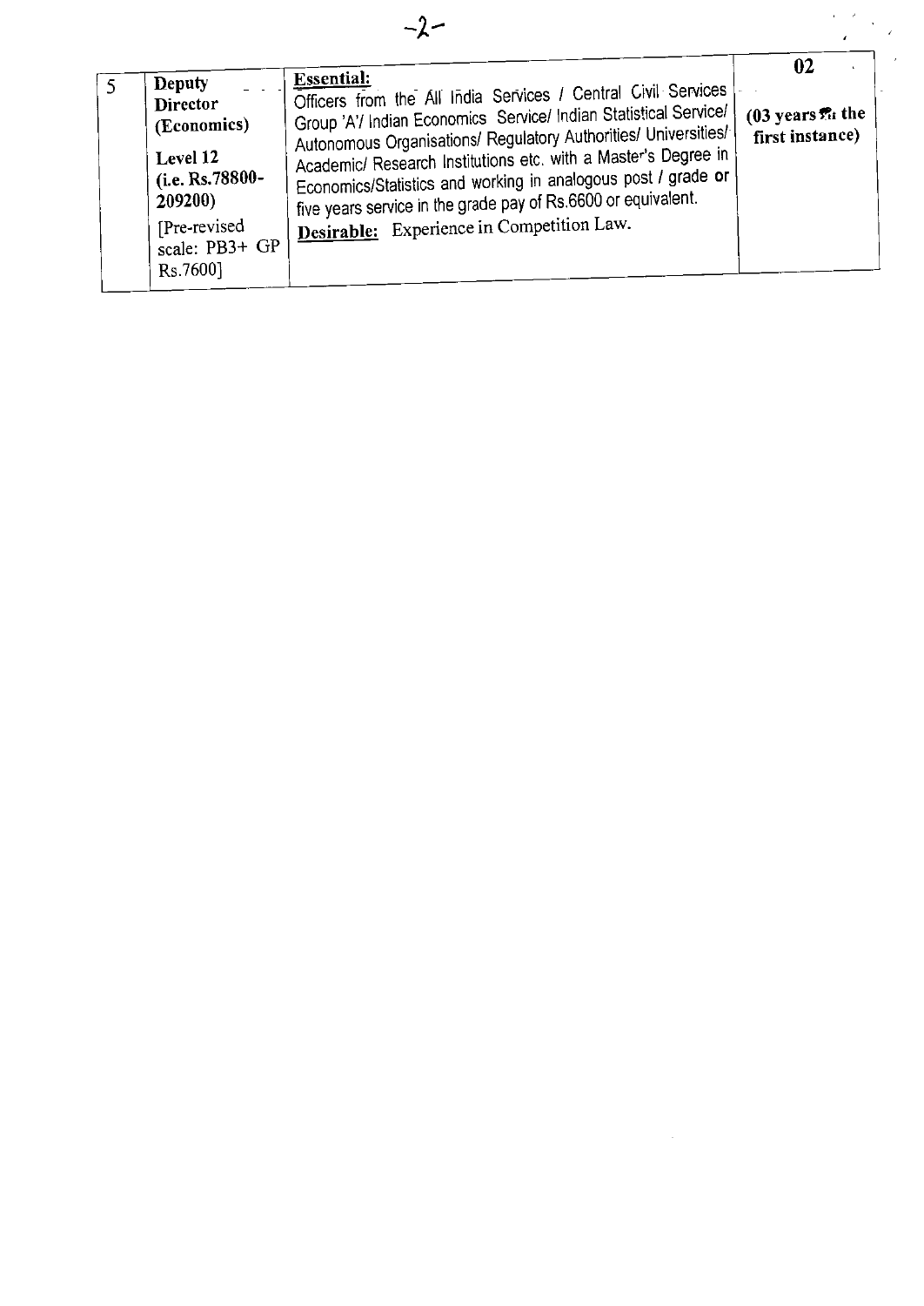| 5 | **Deputy Director (Economics)**<br><br>**Level 12 (i.e. Rs.78800-209200)**<br><br>[Pre-revised scale: PB3+ GP Rs.7600] | **Essential:**<br>Officers from the All India Services / Central Civil Services Group 'A'/ Indian Economics Service/ Indian Statistical Service/ Autonomous Organisations/ Regulatory Authorities/ Universities/ Academic/ Research Institutions etc. with a Master's Degree in Economics/Statistics and working in analogous post / grade or five years service in the grade pay of Rs.6600 or equivalent.<br>**Desirable:** Experience in Competition Law. | **02**<br><br>**(03 years in the first instance)** |
|---|---|---|---|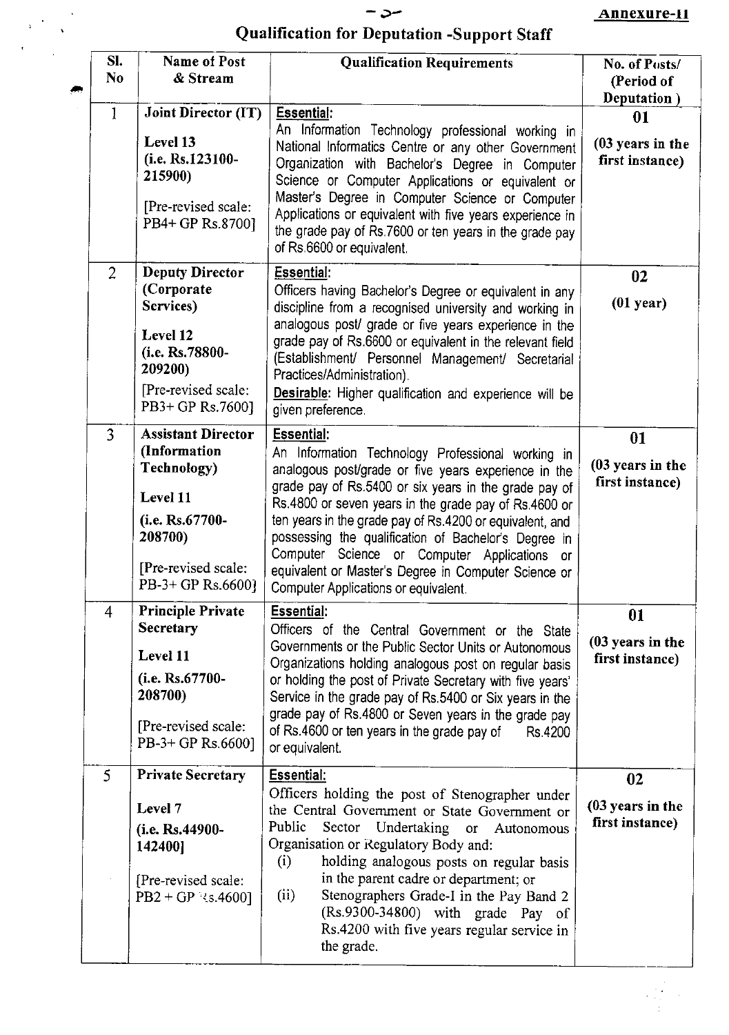**Annexure-II**

## Qualification for Deputation -Support Staff

| Sl. No | Name of Post & Stream | Qualification Requirements | No. of Posts/ (Period of Deputation) |
|---|---|---|---|
| 1 | **Joint Director (IT)**<br>**Level 13**<br>**(i.e. Rs.123100-215900)**<br>[Pre-revised scale: PB4+ GP Rs.8700] | **Essential:**<br>An Information Technology professional working in National Informatics Centre or any other Government Organization with Bachelor's Degree in Computer Science or Computer Applications or equivalent or Master's Degree in Computer Science or Computer Applications or equivalent with five years experience in the grade pay of Rs.7600 or ten years in the grade pay of Rs.6600 or equivalent. | **01**<br>**(03 years in the first instance)** |
| 2 | **Deputy Director (Corporate Services)**<br>**Level 12**<br>**(i.e. Rs.78800-209200)**<br>[Pre-revised scale: PB3+ GP Rs.7600] | **Essential:**<br>Officers having Bachelor's Degree or equivalent in any discipline from a recognised university and working in analogous post/ grade or five years experience in the grade pay of Rs.6600 or equivalent in the relevant field (Establishment/ Personnel Management/ Secretarial Practices/Administration).<br>**Desirable:** Higher qualification and experience will be given preference. | **02**<br>**(01 year)** |
| 3 | **Assistant Director (Information Technology)**<br>**Level 11**<br>**(i.e. Rs.67700-208700)**<br>[Pre-revised scale: PB-3+ GP Rs.6600] | **Essential:**<br>An Information Technology Professional working in analogous post/grade or five years experience in the grade pay of Rs.5400 or six years in the grade pay of Rs.4800 or seven years in the grade pay of Rs.4600 or ten years in the grade pay of Rs.4200 or equivalent, and possessing the qualification of Bachelor's Degree in Computer Science or Computer Applications or equivalent or Master's Degree in Computer Science or Computer Applications or equivalent. | **01**<br>**(03 years in the first instance)** |
| 4 | **Principle Private Secretary**<br>**Level 11**<br>**(i.e. Rs.67700-208700)**<br>[Pre-revised scale: PB-3+ GP Rs.6600] | **Essential:**<br>Officers of the Central Government or the State Governments or the Public Sector Units or Autonomous Organizations holding analogous post on regular basis or holding the post of Private Secretary with five years' Service in the grade pay of Rs.5400 or Six years in the grade pay of Rs.4800 or Seven years in the grade pay of Rs.4600 or ten years in the grade pay of Rs.4200 or equivalent. | **01**<br>**(03 years in the first instance)** |
| 5 | **Private Secretary**<br>**Level 7**<br>**(i.e. Rs.44900-142400]**<br>[Pre-revised scale: PB2 + GP Rs.4600] | **Essential:**<br>Officers holding the post of Stenographer under the Central Government or State Government or Public Sector Undertaking or Autonomous Organisation or Regulatory Body and:<br>(i) holding analogous posts on regular basis in the parent cadre or department; or<br>(ii) Stenographers Grade-I in the Pay Band 2 (Rs.9300-34800) with grade Pay of Rs.4200 with five years regular service in the grade. | **02**<br>**(03 years in the first instance)** |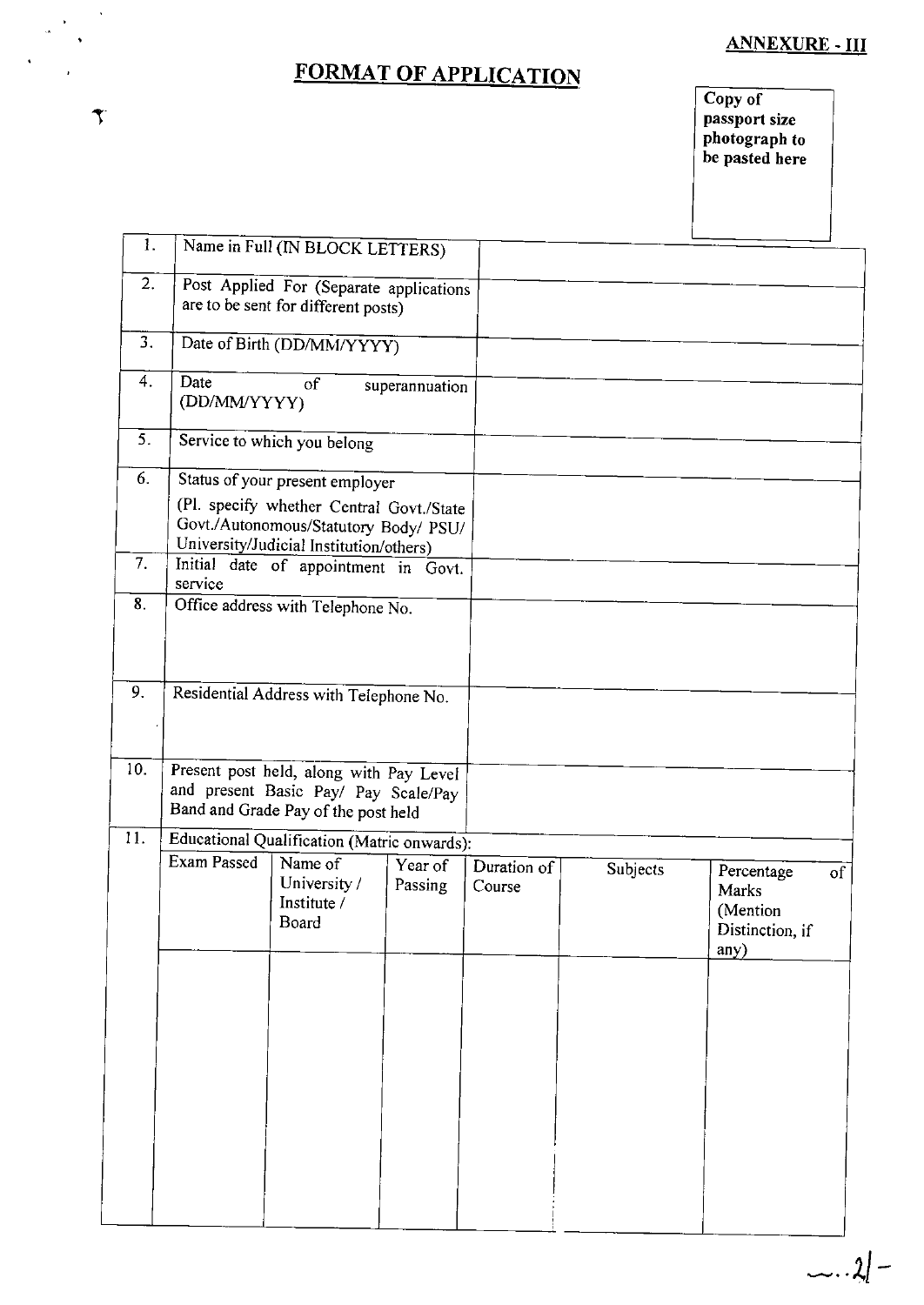**ANNEXURE - III**

# FORMAT OF APPLICATION

Copy of passport size photograph to be pasted here

| | | |
|---|---|---|
| 1. | Name in Full (IN BLOCK LETTERS) | |
| 2. | Post Applied For (Separate applications are to be sent for different posts) | |
| 3. | Date of Birth (DD/MM/YYYY) | |
| 4. | Date of superannuation (DD/MM/YYYY) | |
| 5. | Service to which you belong | |
| 6. | Status of your present employer (Pl. specify whether Central Govt./State Govt./Autonomous/Statutory Body/ PSU/ University/Judicial Institution/others) | |
| 7. | Initial date of appointment in Govt. service | |
| 8. | Office address with Telephone No. | |
| 9. | Residential Address with Telephone No. | |
| 10. | Present post held, along with Pay Level and present Basic Pay/ Pay Scale/Pay Band and Grade Pay of the post held | |

11. Educational Qualification (Matric onwards):

| Exam Passed | Name of University / Institute / Board | Year of Passing | Duration of Course | Subjects | Percentage of Marks (Mention Distinction, if any) |
|---|---|---|---|---|---|
| | | | | | |

..2/-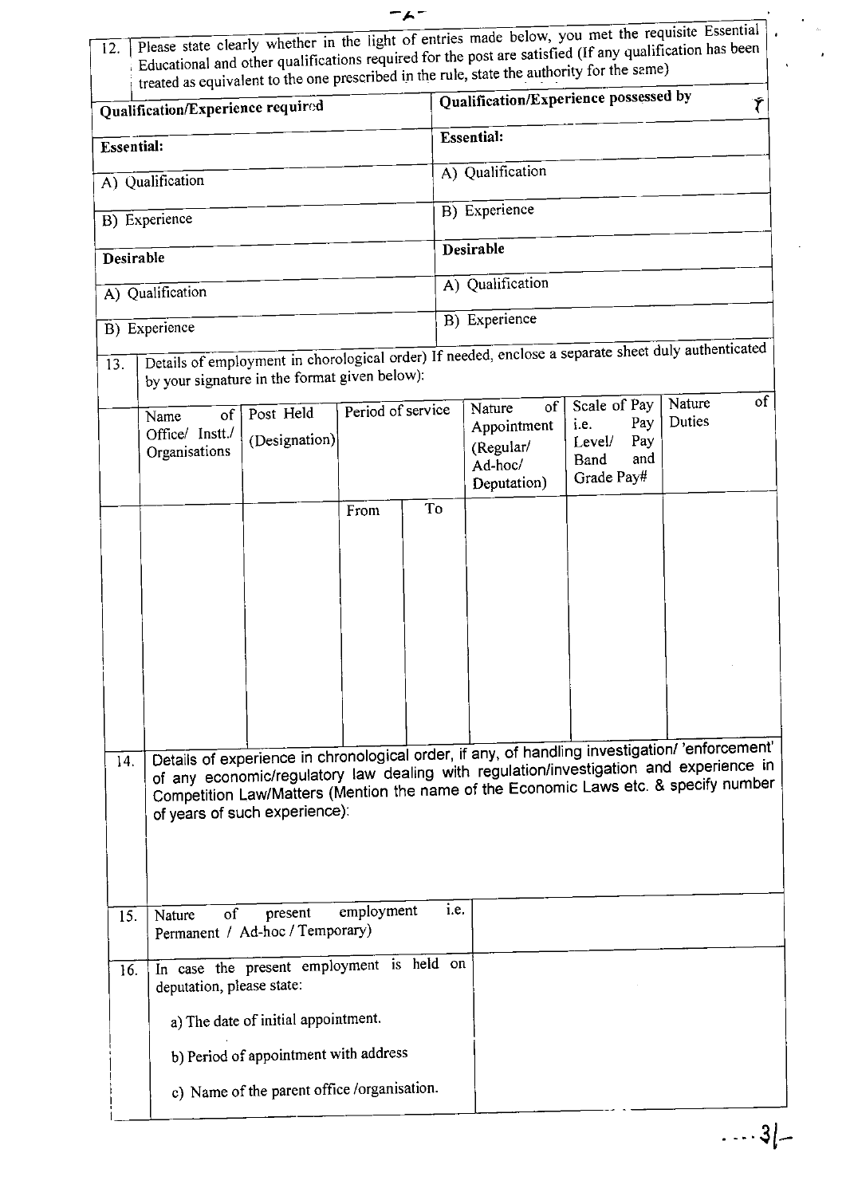| 12. | Please state clearly whether in the light of entries made below, you met the requisite Essential Educational and other qualifications required for the post are satisfied (If any qualification has been treated as equivalent to the one prescribed in the rule, state the authority for the same) |
|---|---|

| Qualification/Experience required | Qualification/Experience possessed by |
|---|---|
| **Essential:** | **Essential:** |
| A) Qualification | A) Qualification |
| B) Experience | B) Experience |
| **Desirable** | **Desirable** |
| A) Qualification | A) Qualification |
| B) Experience | B) Experience |

13. Details of employment in chorological order) If needed, enclose a separate sheet duly authenticated by your signature in the format given below):

| Name of Office/ Instt./ Organisations | Post Held (Designation) | Period of service | | Nature of Appointment (Regular/ Ad-hoc/ Deputation) | Scale of Pay i.e. Pay Level/ Pay Band and Grade Pay# | Nature of Duties |
|---|---|---|---|---|---|---|
| | | From | To | | | |
| | | | | | | |

14. Details of experience in chronological order, if any, of handling investigation/ 'enforcement' of any economic/regulatory law dealing with regulation/investigation and experience in Competition Law/Matters (Mention the name of the Economic Laws etc. & specify number of years of such experience):

| | | |
|---|---|---|
| 15. | Nature of present employment i.e. Permanent / Ad-hoc / Temporary) | |
| 16. | In case the present employment is held on deputation, please state:<br><br>a) The date of initial appointment.<br><br>b) Period of appointment with address<br><br>c) Name of the parent office /organisation. | |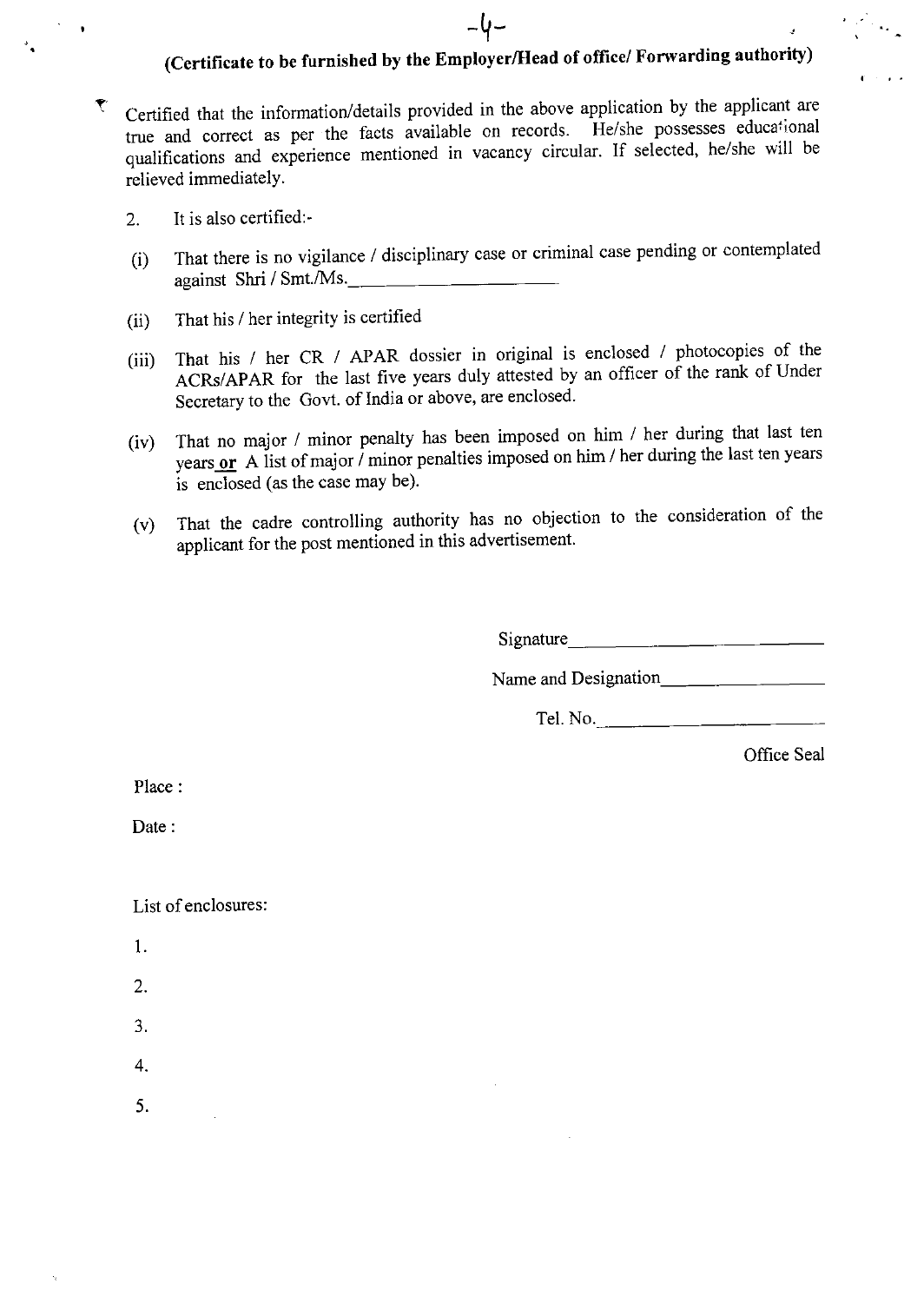## (Certificate to be furnished by the Employer/Head of office/ Forwarding authority)

Certified that the information/details provided in the above application by the applicant are true and correct as per the facts available on records. He/she possesses educational qualifications and experience mentioned in vacancy circular. If selected, he/she will be relieved immediately.

2. It is also certified:-

(i) That there is no vigilance / disciplinary case or criminal case pending or contemplated against Shri / Smt./Ms.____________________

(ii) That his / her integrity is certified

(iii) That his / her CR / APAR dossier in original is enclosed / photocopies of the ACRs/APAR for the last five years duly attested by an officer of the rank of Under Secretary to the Govt. of India or above, are enclosed.

(iv) That no major / minor penalty has been imposed on him / her during that last ten years <u>**or**</u> A list of major / minor penalties imposed on him / her during the last ten years is enclosed (as the case may be).

(v) That the cadre controlling authority has no objection to the consideration of the applicant for the post mentioned in this advertisement.

Signature____________________

Name and Designation____________________

Tel. No.____________________

Office Seal

Place :

Date :

List of enclosures:

1.

2.

3.

4.

5.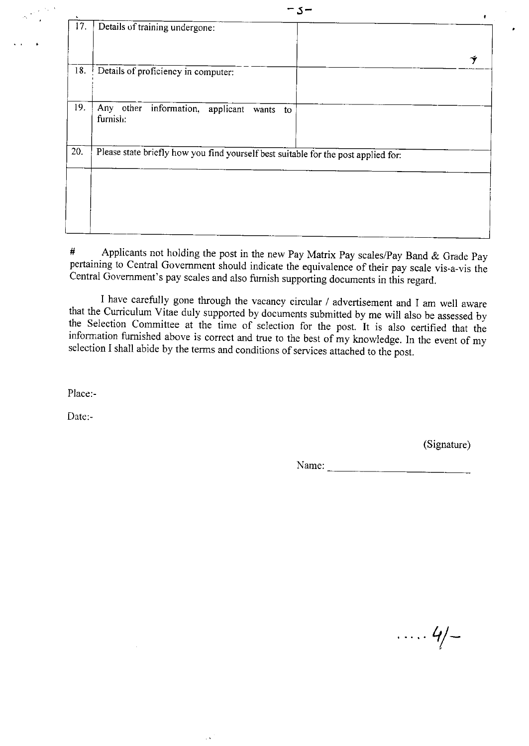| | | |
|---|---|---|
| 17. | Details of training undergone: | |
| 18. | Details of proficiency in computer: | |
| 19. | Any other information, applicant wants to furnish: | |
| 20. | Please state briefly how you find yourself best suitable for the post applied for: | |
| | | |

\# Applicants not holding the post in the new Pay Matrix Pay scales/Pay Band & Grade Pay pertaining to Central Government should indicate the equivalence of their pay scale vis-a-vis the Central Government's pay scales and also furnish supporting documents in this regard.

I have carefully gone through the vacancy circular / advertisement and I am well aware that the Curriculum Vitae duly supported by documents submitted by me will also be assessed by the Selection Committee at the time of selection for the post. It is also certified that the information furnished above is correct and true to the best of my knowledge. In the event of my selection I shall abide by the terms and conditions of services attached to the post.

Place:-

Date:-

(Signature)

Name: ____________________

.....4/-